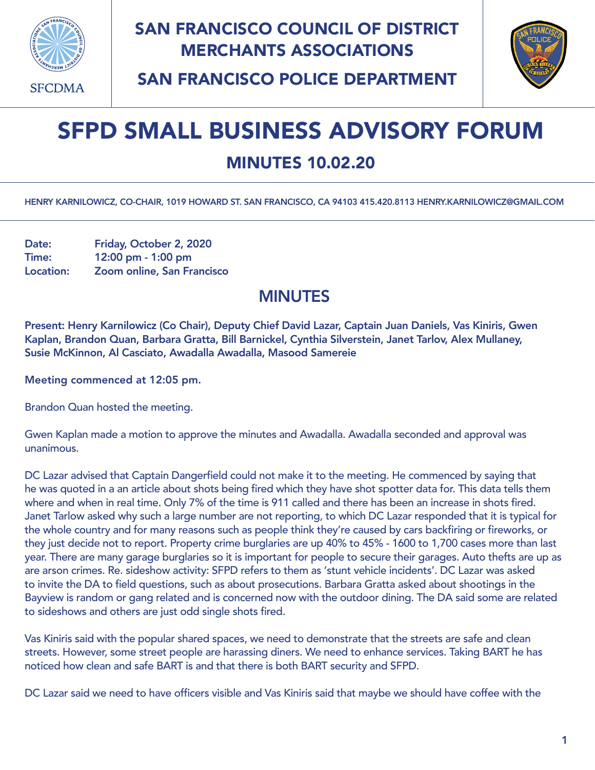SAN FRANCISCO COUNCIL OF DISTRICT MERCHANTS ASSOCIATIONS

SAN FRANCISCO POLICE DEPARTMENT

SFCDMA

# SFPD SMALL BUSINESS ADVISORY FORUM

## MINUTES 10.02.20

HENRY KARNILOWICZ, CO-CHAIR, 1019 HOWARD ST. SAN FRANCISCO, CA 94103 415.420.8113 HENRY.KARNILOWICZ@GMAIL.COM

**Date:** Friday, October 2, 2020
**Time:** 12:00 pm - 1:00 pm
**Location:** Zoom online, San Francisco

## MINUTES

**Present: Henry Karnilowicz (Co Chair), Deputy Chief David Lazar, Captain Juan Daniels, Vas Kiniris, Gwen Kaplan, Brandon Quan, Barbara Gratta, Bill Barnickel, Cynthia Silverstein, Janet Tarlov, Alex Mullaney, Susie McKinnon, Al Casciato, Awadalla Awadalla, Masood Samereie**

**Meeting commenced at 12:05 pm.**

Brandon Quan hosted the meeting.

Gwen Kaplan made a motion to approve the minutes and Awadalla. Awadalla seconded and approval was unanimous.

DC Lazar advised that Captain Dangerfield could not make it to the meeting. He commenced by saying that he was quoted in a an article about shots being fired which they have shot spotter data for. This data tells them where and when in real time. Only 7% of the time is 911 called and there has been an increase in shots fired. Janet Tarlow asked why such a large number are not reporting, to which DC Lazar responded that it is typical for the whole country and for many reasons such as people think they're caused by cars backfiring or fireworks, or they just decide not to report. Property crime burglaries are up 40% to 45% - 1600 to 1,700 cases more than last year. There are many garage burglaries so it is important for people to secure their garages. Auto thefts are up as are arson crimes. Re. sideshow activity: SFPD refers to them as 'stunt vehicle incidents'. DC Lazar was asked to invite the DA to field questions, such as about prosecutions. Barbara Gratta asked about shootings in the Bayview is random or gang related and is concerned now with the outdoor dining. The DA said some are related to sideshows and others are just odd single shots fired.

Vas Kiniris said with the popular shared spaces, we need to demonstrate that the streets are safe and clean streets. However, some street people are harassing diners. We need to enhance services. Taking BART he has noticed how clean and safe BART is and that there is both BART security and SFPD.

DC Lazar said we need to have officers visible and Vas Kiniris said that maybe we should have coffee with the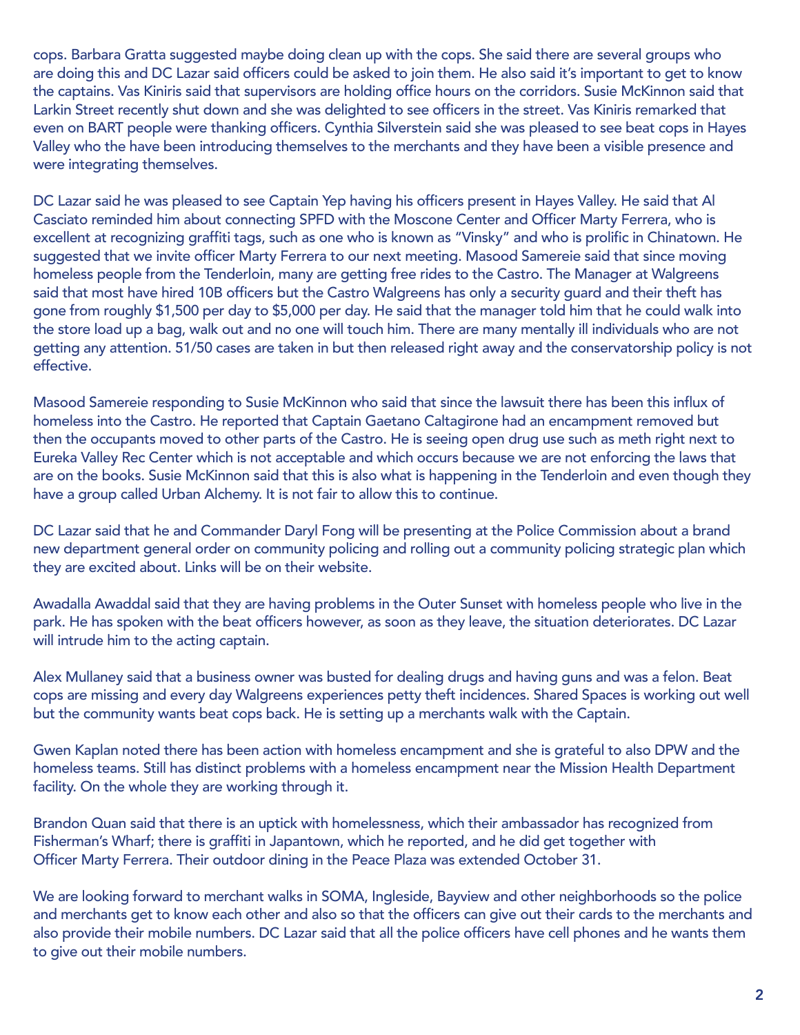cops. Barbara Gratta suggested maybe doing clean up with the cops. She said there are several groups who are doing this and DC Lazar said officers could be asked to join them. He also said it's important to get to know the captains. Vas Kiniris said that supervisors are holding office hours on the corridors. Susie McKinnon said that Larkin Street recently shut down and she was delighted to see officers in the street. Vas Kiniris remarked that even on BART people were thanking officers. Cynthia Silverstein said she was pleased to see beat cops in Hayes Valley who the have been introducing themselves to the merchants and they have been a visible presence and were integrating themselves.

DC Lazar said he was pleased to see Captain Yep having his officers present in Hayes Valley. He said that Al Casciato reminded him about connecting SPFD with the Moscone Center and Officer Marty Ferrera, who is excellent at recognizing graffiti tags, such as one who is known as "Vinsky" and who is prolific in Chinatown. He suggested that we invite officer Marty Ferrera to our next meeting. Masood Samereie said that since moving homeless people from the Tenderloin, many are getting free rides to the Castro. The Manager at Walgreens said that most have hired 10B officers but the Castro Walgreens has only a security guard and their theft has gone from roughly $1,500 per day to $5,000 per day. He said that the manager told him that he could walk into the store load up a bag, walk out and no one will touch him. There are many mentally ill individuals who are not getting any attention. 51/50 cases are taken in but then released right away and the conservatorship policy is not effective.

Masood Samereie responding to Susie McKinnon who said that since the lawsuit there has been this influx of homeless into the Castro. He reported that Captain Gaetano Caltagirone had an encampment removed but then the occupants moved to other parts of the Castro. He is seeing open drug use such as meth right next to Eureka Valley Rec Center which is not acceptable and which occurs because we are not enforcing the laws that are on the books. Susie McKinnon said that this is also what is happening in the Tenderloin and even though they have a group called Urban Alchemy. It is not fair to allow this to continue.

DC Lazar said that he and Commander Daryl Fong will be presenting at the Police Commission about a brand new department general order on community policing and rolling out a community policing strategic plan which they are excited about. Links will be on their website.

Awadalla Awaddal said that they are having problems in the Outer Sunset with homeless people who live in the park. He has spoken with the beat officers however, as soon as they leave, the situation deteriorates. DC Lazar will intrude him to the acting captain.

Alex Mullaney said that a business owner was busted for dealing drugs and having guns and was a felon. Beat cops are missing and every day Walgreens experiences petty theft incidences. Shared Spaces is working out well but the community wants beat cops back. He is setting up a merchants walk with the Captain.

Gwen Kaplan noted there has been action with homeless encampment and she is grateful to also DPW and the homeless teams. Still has distinct problems with a homeless encampment near the Mission Health Department facility. On the whole they are working through it.

Brandon Quan said that there is an uptick with homelessness, which their ambassador has recognized from Fisherman's Wharf; there is graffiti in Japantown, which he reported, and he did get together with Officer Marty Ferrera. Their outdoor dining in the Peace Plaza was extended October 31.

We are looking forward to merchant walks in SOMA, Ingleside, Bayview and other neighborhoods so the police and merchants get to know each other and also so that the officers can give out their cards to the merchants and also provide their mobile numbers. DC Lazar said that all the police officers have cell phones and he wants them to give out their mobile numbers.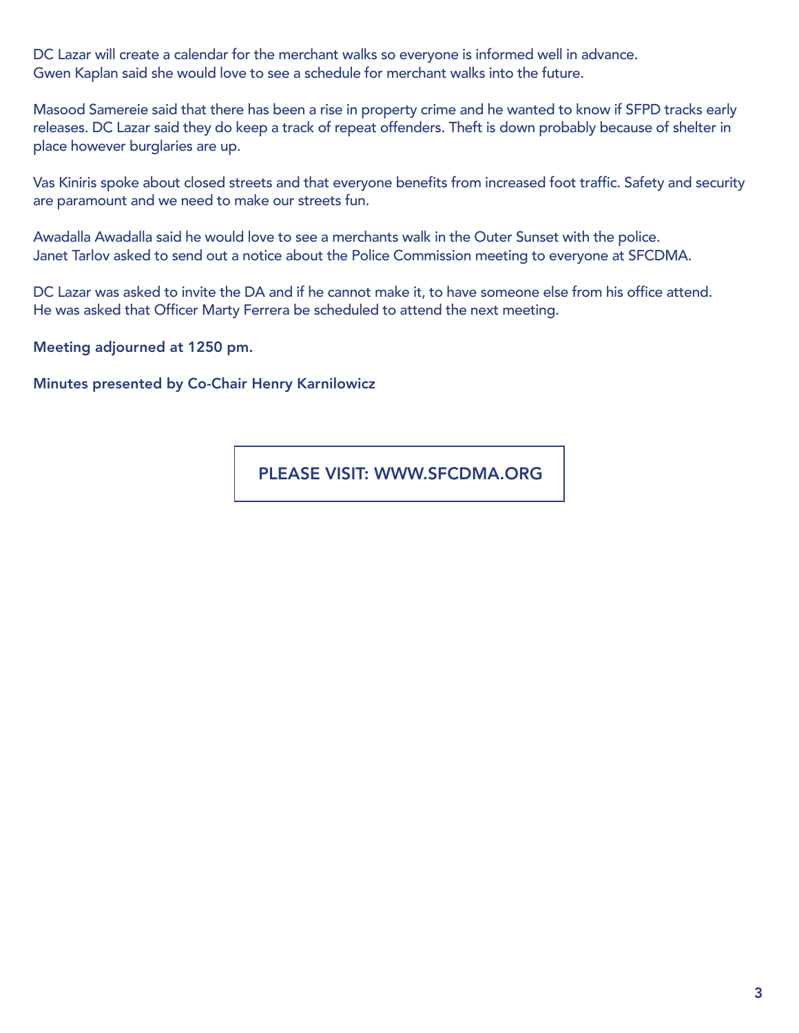DC Lazar will create a calendar for the merchant walks so everyone is informed well in advance.
Gwen Kaplan said she would love to see a schedule for merchant walks into the future.

Masood Samereie said that there has been a rise in property crime and he wanted to know if SFPD tracks early releases. DC Lazar said they do keep a track of repeat offenders. Theft is down probably because of shelter in place however burglaries are up.

Vas Kiniris spoke about closed streets and that everyone benefits from increased foot traffic. Safety and security are paramount and we need to make our streets fun.

Awadalla Awadalla said he would love to see a merchants walk in the Outer Sunset with the police.
Janet Tarlov asked to send out a notice about the Police Commission meeting to everyone at SFCDMA.

DC Lazar was asked to invite the DA and if he cannot make it, to have someone else from his office attend.
He was asked that Officer Marty Ferrera be scheduled to attend the next meeting.

**Meeting adjourned at 1250 pm.**

**Minutes presented by Co-Chair Henry Karnilowicz**

PLEASE VISIT: WWW.SFCDMA.ORG